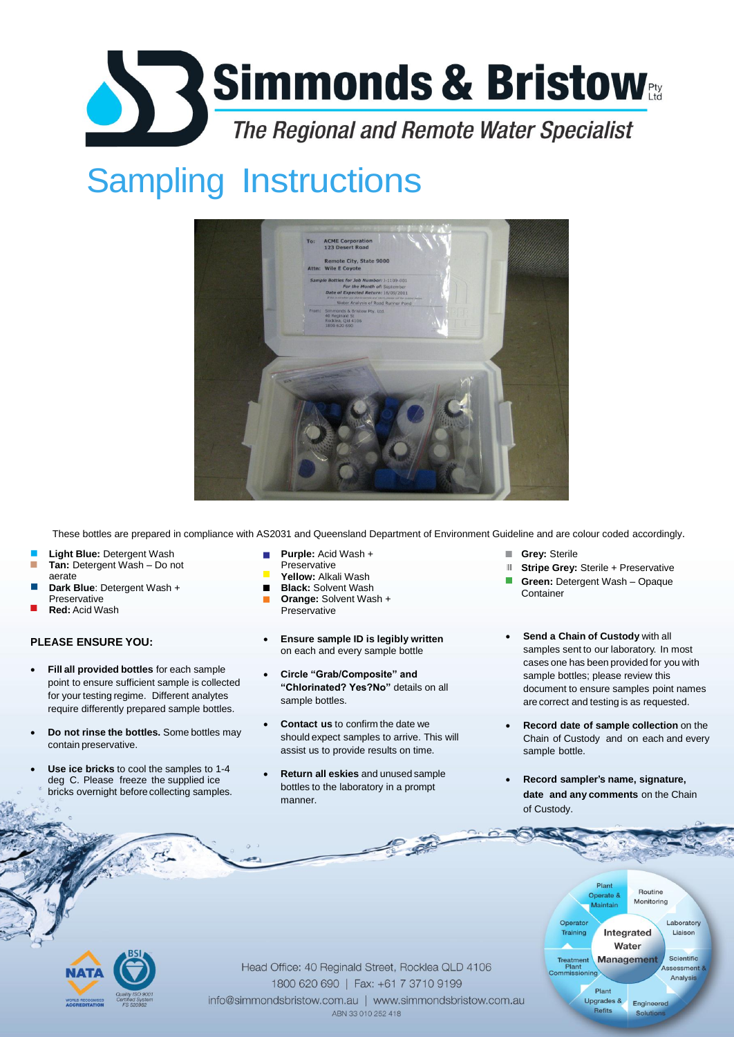# Simmonds & Bristow Pty Ltd

*The Regional and Remote Water Specialist*

# Sampling Instructions

These bottles are prepared in compliance with AS2031 and Queensland Department of Environment Guideline and are colour coded accordingly.

- **Light Blue:** Detergent Wash
- **Tan:** Detergent Wash – Do not aerate
- **Dark Blue**: Detergent Wash + Preservative
- **Red:** Acid Wash
- **Purple:** Acid Wash + Preservative
- **Yellow:** Alkali Wash
- **Black:** Solvent Wash
- **Orange:** Solvent Wash + Preservative
- **Grey:** Sterile
- **Stripe Grey:** Sterile + Preservative
- **Green:** Detergent Wash – Opaque Container

## PLEASE ENSURE YOU:

- **Fill all provided bottles** for each sample point to ensure sufficient sample is collected for your testing regime. Different analytes require differently prepared sample bottles.
- **Do not rinse the bottles.** Some bottles may contain preservative.
- **Use ice bricks** to cool the samples to 1-4 deg C. Please freeze the supplied ice bricks overnight before collecting samples.
- **Ensure sample ID is legibly written** on each and every sample bottle
- **Circle "Grab/Composite" and "Chlorinated? Yes?No"** details on all sample bottles.
- **Contact us** to confirm the date we should expect samples to arrive. This will assist us to provide results on time.
- **Return all eskies** and unused sample bottles to the laboratory in a prompt manner.
- **Send a Chain of Custody** with all samples sent to our laboratory. In most cases one has been provided for you with sample bottles; please review this document to ensure samples point names are correct and testing is as requested.
- **Record date of sample collection** on the Chain of Custody and on each and every sample bottle.
- **Record sampler's name, signature, date and any comments** on the Chain of Custody.

Head Office: 40 Reginald Street, Rocklea QLD 4106
1800 620 690 | Fax: +61 7 3710 9199
info@simmondsbristow.com.au | www.simmondsbristow.com.au
ABN 33 010 252 418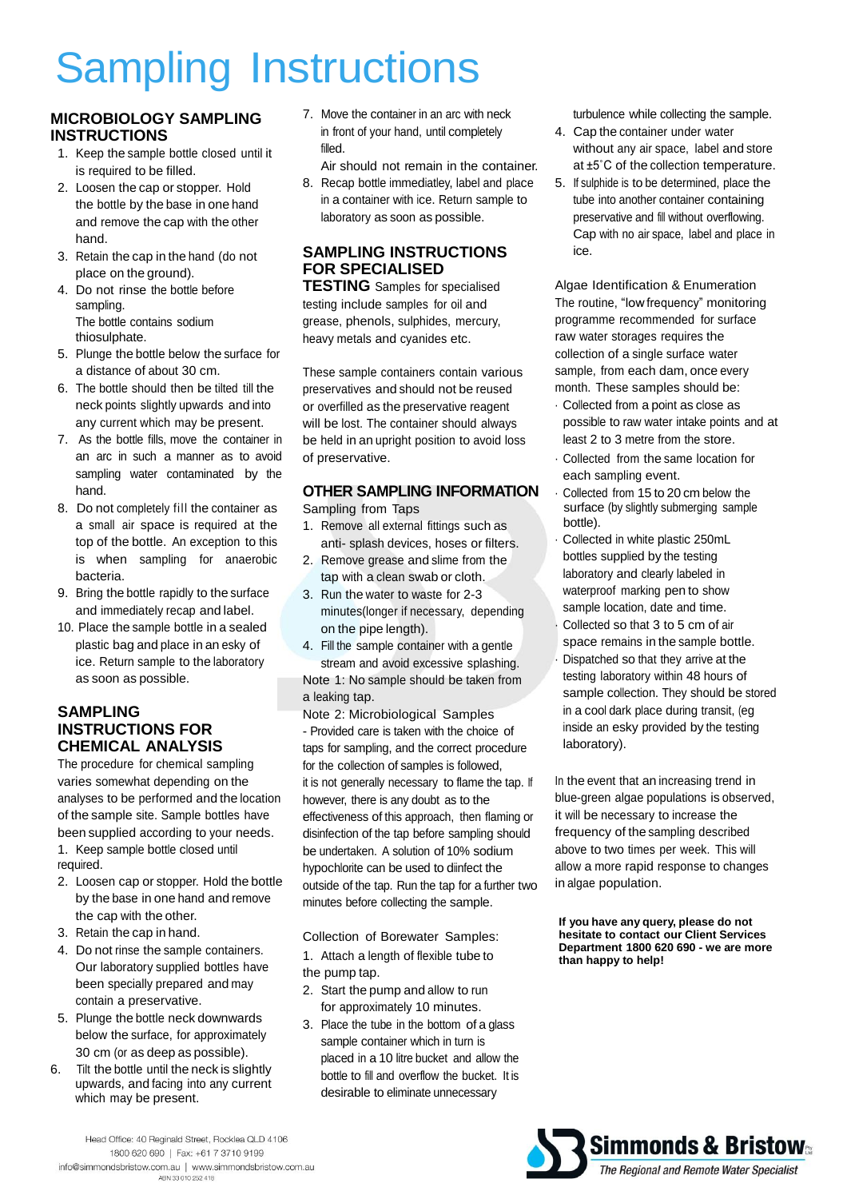# Sampling Instructions

## MICROBIOLOGY SAMPLING INSTRUCTIONS

1. Keep the sample bottle closed until it is required to be filled.
2. Loosen the cap or stopper. Hold the bottle by the base in one hand and remove the cap with the other hand.
3. Retain the cap in the hand (do not place on the ground).
4. Do not rinse the bottle before sampling.
   The bottle contains sodium thiosulphate.
5. Plunge the bottle below the surface for a distance of about 30 cm.
6. The bottle should then be tilted till the neck points slightly upwards and into any current which may be present.
7. As the bottle fills, move the container in an arc in such a manner as to avoid sampling water contaminated by the hand.
8. Do not completely fill the container as a small air space is required at the top of the bottle. An exception to this is when sampling for anaerobic bacteria.
9. Bring the bottle rapidly to the surface and immediately recap and label.
10. Place the sample bottle in a sealed plastic bag and place in an esky of ice. Return sample to the laboratory as soon as possible.

## SAMPLING INSTRUCTIONS FOR CHEMICAL ANALYSIS

The procedure for chemical sampling varies somewhat depending on the analyses to be performed and the location of the sample site. Sample bottles have been supplied according to your needs.

1. Keep sample bottle closed until required.
2. Loosen cap or stopper. Hold the bottle by the base in one hand and remove the cap with the other.
3. Retain the cap in hand.
4. Do not rinse the sample containers. Our laboratory supplied bottles have been specially prepared and may contain a preservative.
5. Plunge the bottle neck downwards below the surface, for approximately 30 cm (or as deep as possible).
6. Tilt the bottle until the neck is slightly upwards, and facing into any current which may be present.
7. Move the container in an arc with neck in front of your hand, until completely filled.
   Air should not remain in the container.
8. Recap bottle immediately, label and place in a container with ice. Return sample to laboratory as soon as possible.

## SAMPLING INSTRUCTIONS FOR SPECIALISED TESTING

Samples for specialised testing include samples for oil and grease, phenols, sulphides, mercury, heavy metals and cyanides etc.

These sample containers contain various preservatives and should not be reused or overfilled as the preservative reagent will be lost. The container should always be held in an upright position to avoid loss of preservative.

## OTHER SAMPLING INFORMATION

Sampling from Taps

1. Remove all external fittings such as anti- splash devices, hoses or filters.
2. Remove grease and slime from the tap with a clean swab or cloth.
3. Run the water to waste for 2-3 minutes(longer if necessary, depending on the pipe length).
4. Fill the sample container with a gentle stream and avoid excessive splashing.

Note 1: No sample should be taken from a leaking tap.

Note 2: Microbiological Samples
- Provided care is taken with the choice of taps for sampling, and the correct procedure for the collection of samples is followed, it is not generally necessary to flame the tap. If however, there is any doubt as to the effectiveness of this approach, then flaming or disinfection of the tap before sampling should be undertaken. A solution of 10% sodium hypochlorite can be used to diinfect the outside of the tap. Run the tap for a further two minutes before collecting the sample.

Collection of Borewater Samples:

1. Attach a length of flexible tube to the pump tap.
2. Start the pump and allow to run for approximately 10 minutes.
3. Place the tube in the bottom of a glass sample container which in turn is placed in a 10 litre bucket and allow the bottle to fill and overflow the bucket. It is desirable to eliminate unnecessary turbulence while collecting the sample.
4. Cap the container under water without any air space, label and store at ±5˚C of the collection temperature.
5. If sulphide is to be determined, place the tube into another container containing preservative and fill without overflowing. Cap with no air space, label and place in ice.

Algae Identification & Enumeration

The routine, "low frequency" monitoring programme recommended for surface raw water storages requires the collection of a single surface water sample, from each dam, once every month. These samples should be:

- Collected from a point as close as possible to raw water intake points and at least 2 to 3 metre from the store.
- Collected from the same location for each sampling event.
- Collected from 15 to 20 cm below the surface (by slightly submerging sample bottle).
- Collected in white plastic 250mL bottles supplied by the testing laboratory and clearly labeled in waterproof marking pen to show sample location, date and time.
- Collected so that 3 to 5 cm of air space remains in the sample bottle.
- Dispatched so that they arrive at the testing laboratory within 48 hours of sample collection. They should be stored in a cool dark place during transit, (eg inside an esky provided by the testing laboratory).

In the event that an increasing trend in blue-green algae populations is observed, it will be necessary to increase the frequency of the sampling described above to two times per week. This will allow a more rapid response to changes in algae population.

**If you have any query, please do not hesitate to contact our Client Services Department 1800 620 690 - we are more than happy to help!**

Head Office: 40 Reginald Street, Rocklea QLD 4106
1800 620 690 | Fax: +61 7 3710 9199
info@simmondsbristow.com.au | www.simmondsbristow.com.au
ABN 33 010 252 418

Simmonds & Bristow Pty Ltd
The Regional and Remote Water Specialist